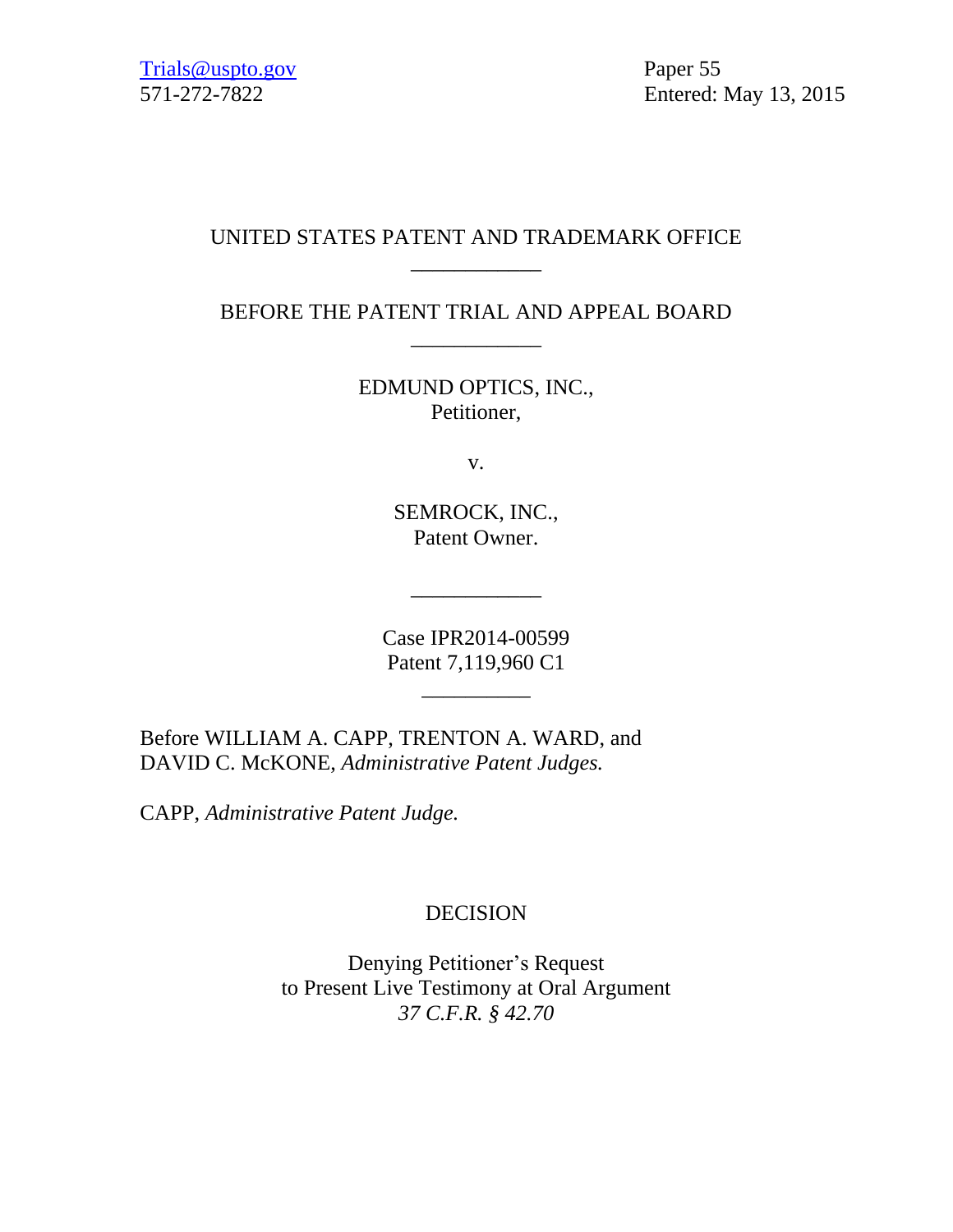Trials@uspto.gov
571-272-7822

Paper 55
Entered: May 13, 2015

UNITED STATES PATENT AND TRADEMARK OFFICE

____________

BEFORE THE PATENT TRIAL AND APPEAL BOARD

____________

EDMUND OPTICS, INC.,
Petitioner,

v.

SEMROCK, INC.,
Patent Owner.

____________

Case IPR2014-00599
Patent 7,119,960 C1

__________

Before WILLIAM A. CAPP, TRENTON A. WARD, and DAVID C. McKONE, *Administrative Patent Judges.*

CAPP, *Administrative Patent Judge.*

DECISION

Denying Petitioner's Request
to Present Live Testimony at Oral Argument
*37 C.F.R. § 42.70*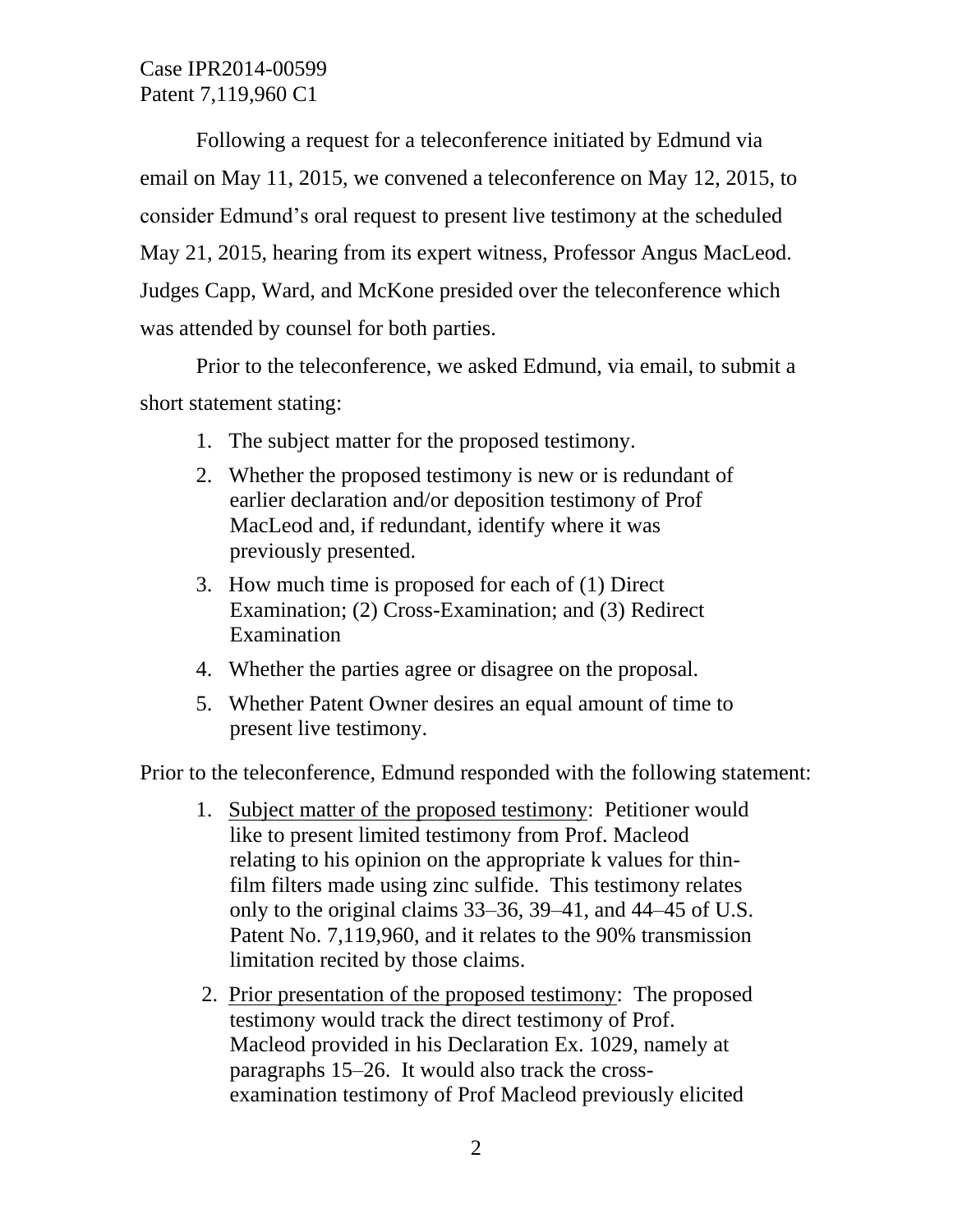Following a request for a teleconference initiated by Edmund via email on May 11, 2015, we convened a teleconference on May 12, 2015, to consider Edmund's oral request to present live testimony at the scheduled May 21, 2015, hearing from its expert witness, Professor Angus MacLeod. Judges Capp, Ward, and McKone presided over the teleconference which was attended by counsel for both parties.

Prior to the teleconference, we asked Edmund, via email, to submit a short statement stating:

1. The subject matter for the proposed testimony.
2. Whether the proposed testimony is new or is redundant of earlier declaration and/or deposition testimony of Prof MacLeod and, if redundant, identify where it was previously presented.
3. How much time is proposed for each of (1) Direct Examination; (2) Cross-Examination; and (3) Redirect Examination
4. Whether the parties agree or disagree on the proposal.
5. Whether Patent Owner desires an equal amount of time to present live testimony.

Prior to the teleconference, Edmund responded with the following statement:

1. Subject matter of the proposed testimony: Petitioner would like to present limited testimony from Prof. Macleod relating to his opinion on the appropriate k values for thin-film filters made using zinc sulfide. This testimony relates only to the original claims 33–36, 39–41, and 44–45 of U.S. Patent No. 7,119,960, and it relates to the 90% transmission limitation recited by those claims.
2. Prior presentation of the proposed testimony: The proposed testimony would track the direct testimony of Prof. Macleod provided in his Declaration Ex. 1029, namely at paragraphs 15–26. It would also track the cross-examination testimony of Prof Macleod previously elicited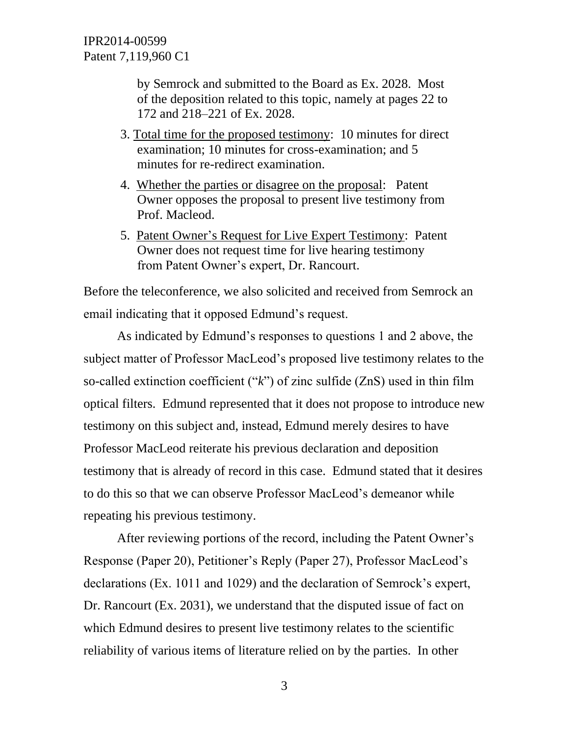by Semrock and submitted to the Board as Ex. 2028. Most of the deposition related to this topic, namely at pages 22 to 172 and 218–221 of Ex. 2028.

3. Total time for the proposed testimony: 10 minutes for direct examination; 10 minutes for cross-examination; and 5 minutes for re-redirect examination.

4. Whether the parties or disagree on the proposal: Patent Owner opposes the proposal to present live testimony from Prof. Macleod.

5. Patent Owner's Request for Live Expert Testimony: Patent Owner does not request time for live hearing testimony from Patent Owner's expert, Dr. Rancourt.

Before the teleconference, we also solicited and received from Semrock an email indicating that it opposed Edmund's request.

As indicated by Edmund's responses to questions 1 and 2 above, the subject matter of Professor MacLeod's proposed live testimony relates to the so-called extinction coefficient ("*k*") of zinc sulfide (ZnS) used in thin film optical filters. Edmund represented that it does not propose to introduce new testimony on this subject and, instead, Edmund merely desires to have Professor MacLeod reiterate his previous declaration and deposition testimony that is already of record in this case. Edmund stated that it desires to do this so that we can observe Professor MacLeod's demeanor while repeating his previous testimony.

After reviewing portions of the record, including the Patent Owner's Response (Paper 20), Petitioner's Reply (Paper 27), Professor MacLeod's declarations (Ex. 1011 and 1029) and the declaration of Semrock's expert, Dr. Rancourt (Ex. 2031), we understand that the disputed issue of fact on which Edmund desires to present live testimony relates to the scientific reliability of various items of literature relied on by the parties. In other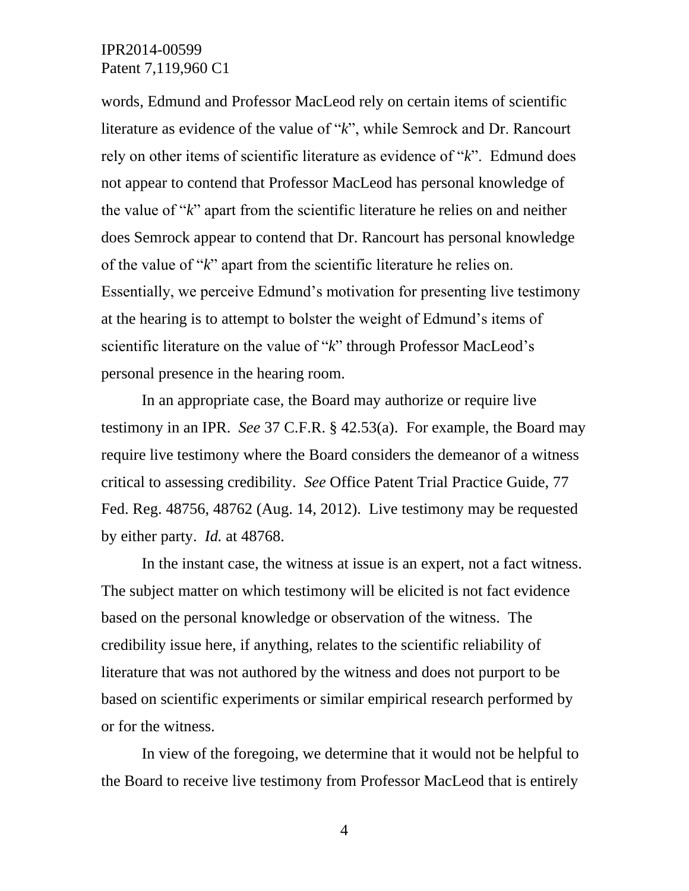words, Edmund and Professor MacLeod rely on certain items of scientific literature as evidence of the value of "*k*", while Semrock and Dr. Rancourt rely on other items of scientific literature as evidence of "*k*". Edmund does not appear to contend that Professor MacLeod has personal knowledge of the value of "*k*" apart from the scientific literature he relies on and neither does Semrock appear to contend that Dr. Rancourt has personal knowledge of the value of "*k*" apart from the scientific literature he relies on. Essentially, we perceive Edmund's motivation for presenting live testimony at the hearing is to attempt to bolster the weight of Edmund's items of scientific literature on the value of "*k*" through Professor MacLeod's personal presence in the hearing room.

In an appropriate case, the Board may authorize or require live testimony in an IPR. *See* 37 C.F.R. § 42.53(a). For example, the Board may require live testimony where the Board considers the demeanor of a witness critical to assessing credibility. *See* Office Patent Trial Practice Guide, 77 Fed. Reg. 48756, 48762 (Aug. 14, 2012). Live testimony may be requested by either party. *Id.* at 48768.

In the instant case, the witness at issue is an expert, not a fact witness. The subject matter on which testimony will be elicited is not fact evidence based on the personal knowledge or observation of the witness. The credibility issue here, if anything, relates to the scientific reliability of literature that was not authored by the witness and does not purport to be based on scientific experiments or similar empirical research performed by or for the witness.

In view of the foregoing, we determine that it would not be helpful to the Board to receive live testimony from Professor MacLeod that is entirely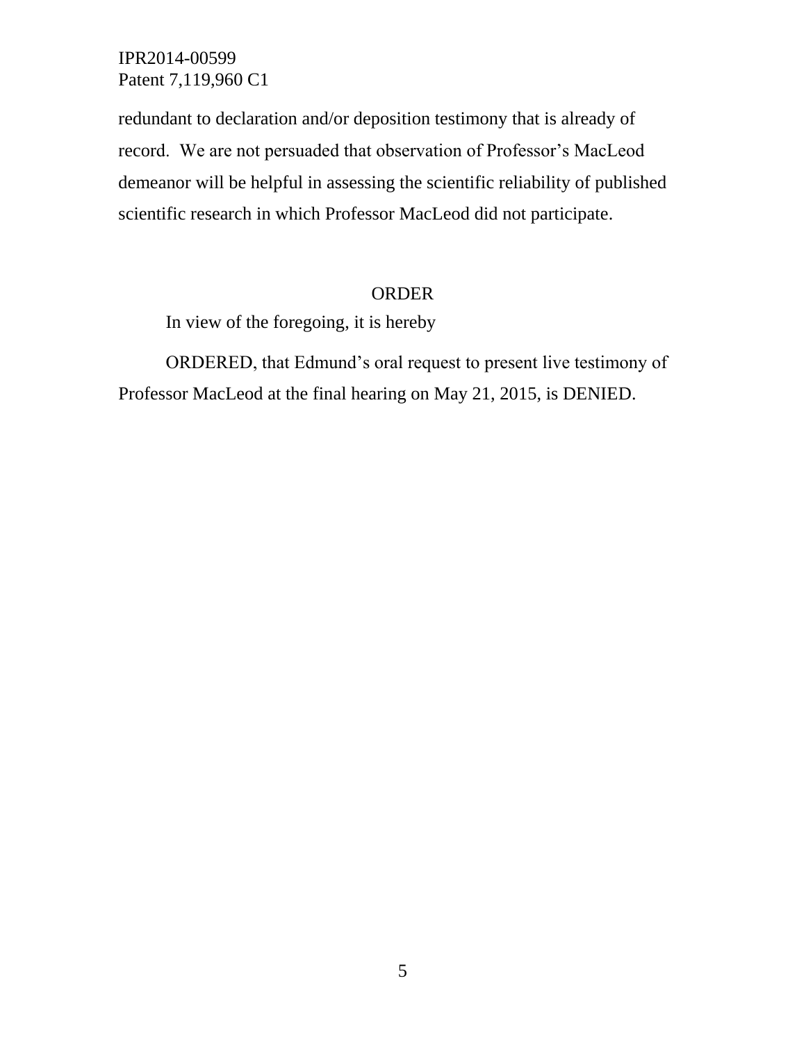redundant to declaration and/or deposition testimony that is already of record. We are not persuaded that observation of Professor's MacLeod demeanor will be helpful in assessing the scientific reliability of published scientific research in which Professor MacLeod did not participate.

## ORDER

In view of the foregoing, it is hereby

ORDERED, that Edmund's oral request to present live testimony of Professor MacLeod at the final hearing on May 21, 2015, is DENIED.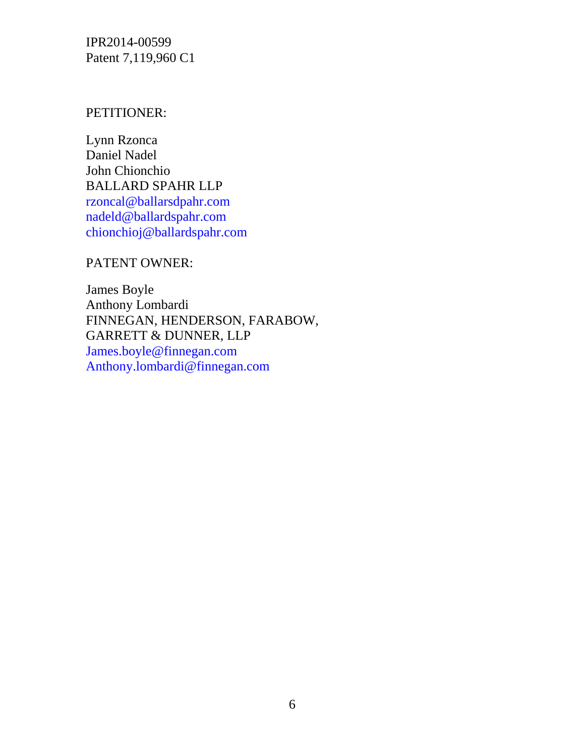PETITIONER:

Lynn Rzonca
Daniel Nadel
John Chionchio
BALLARD SPAHR LLP
rzoncal@ballarsdpahr.com
nadeld@ballardspahr.com
chionchioj@ballardspahr.com

PATENT OWNER:

James Boyle
Anthony Lombardi
FINNEGAN, HENDERSON, FARABOW,
GARRETT & DUNNER, LLP
James.boyle@finnegan.com
Anthony.lombardi@finnegan.com